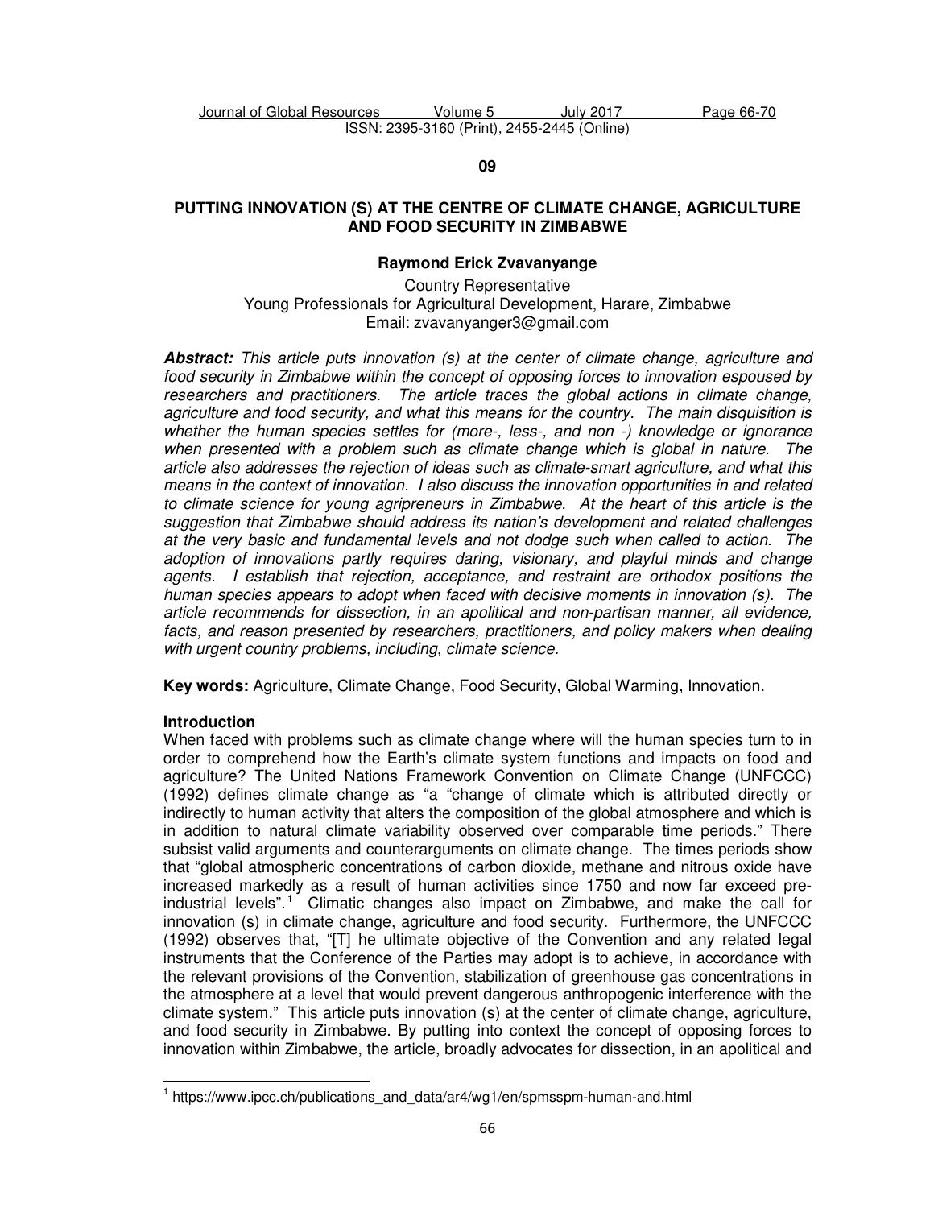**09**

# PUTTING INNOVATION (S) AT THE CENTRE OF CLIMATE CHANGE, AGRICULTURE AND FOOD SECURITY IN ZIMBABWE

**Raymond Erick Zvavanyange**

Country Representative
Young Professionals for Agricultural Development, Harare, Zimbabwe
Email: zvavanyanger3@gmail.com

***Abstract:*** *This article puts innovation (s) at the center of climate change, agriculture and food security in Zimbabwe within the concept of opposing forces to innovation espoused by researchers and practitioners. The article traces the global actions in climate change, agriculture and food security, and what this means for the country. The main disquisition is whether the human species settles for (more-, less-, and non -) knowledge or ignorance when presented with a problem such as climate change which is global in nature. The article also addresses the rejection of ideas such as climate-smart agriculture, and what this means in the context of innovation. I also discuss the innovation opportunities in and related to climate science for young agripreneurs in Zimbabwe. At the heart of this article is the suggestion that Zimbabwe should address its nation's development and related challenges at the very basic and fundamental levels and not dodge such when called to action. The adoption of innovations partly requires daring, visionary, and playful minds and change agents. I establish that rejection, acceptance, and restraint are orthodox positions the human species appears to adopt when faced with decisive moments in innovation (s). The article recommends for dissection, in an apolitical and non-partisan manner, all evidence, facts, and reason presented by researchers, practitioners, and policy makers when dealing with urgent country problems, including, climate science.*

**Key words:** Agriculture, Climate Change, Food Security, Global Warming, Innovation.

## Introduction

When faced with problems such as climate change where will the human species turn to in order to comprehend how the Earth's climate system functions and impacts on food and agriculture? The United Nations Framework Convention on Climate Change (UNFCCC) (1992) defines climate change as "a "change of climate which is attributed directly or indirectly to human activity that alters the composition of the global atmosphere and which is in addition to natural climate variability observed over comparable time periods." There subsist valid arguments and counterarguments on climate change. The times periods show that "global atmospheric concentrations of carbon dioxide, methane and nitrous oxide have increased markedly as a result of human activities since 1750 and now far exceed pre-industrial levels".[1] Climatic changes also impact on Zimbabwe, and make the call for innovation (s) in climate change, agriculture and food security. Furthermore, the UNFCCC (1992) observes that, "[T] he ultimate objective of the Convention and any related legal instruments that the Conference of the Parties may adopt is to achieve, in accordance with the relevant provisions of the Convention, stabilization of greenhouse gas concentrations in the atmosphere at a level that would prevent dangerous anthropogenic interference with the climate system." This article puts innovation (s) at the center of climate change, agriculture, and food security in Zimbabwe. By putting into context the concept of opposing forces to innovation within Zimbabwe, the article, broadly advocates for dissection, in an apolitical and

[1] https://www.ipcc.ch/publications_and_data/ar4/wg1/en/spmsspm-human-and.html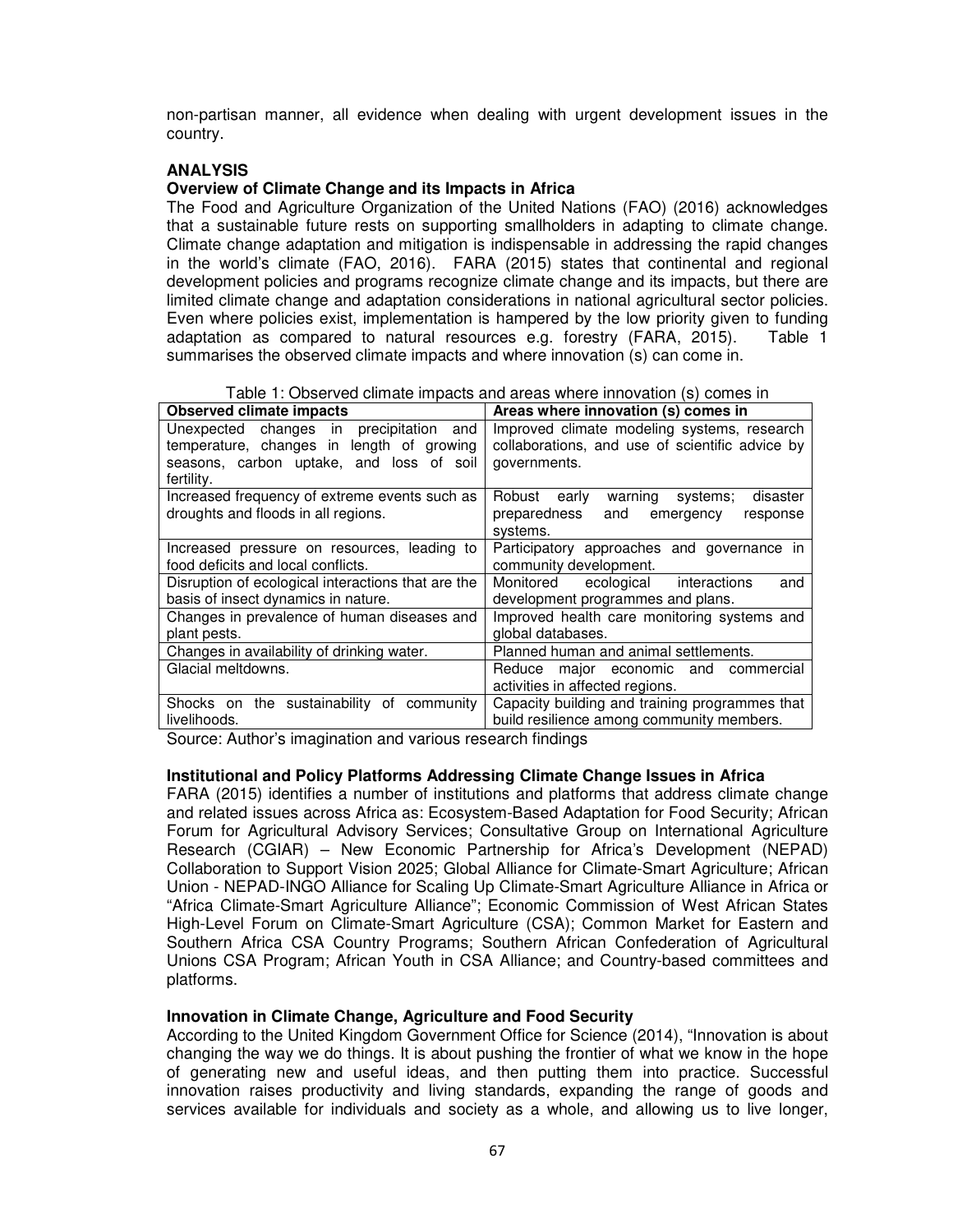non-partisan manner, all evidence when dealing with urgent development issues in the country.

## ANALYSIS

### Overview of Climate Change and its Impacts in Africa

The Food and Agriculture Organization of the United Nations (FAO) (2016) acknowledges that a sustainable future rests on supporting smallholders in adapting to climate change. Climate change adaptation and mitigation is indispensable in addressing the rapid changes in the world's climate (FAO, 2016). FARA (2015) states that continental and regional development policies and programs recognize climate change and its impacts, but there are limited climate change and adaptation considerations in national agricultural sector policies. Even where policies exist, implementation is hampered by the low priority given to funding adaptation as compared to natural resources e.g. forestry (FARA, 2015). Table 1 summarises the observed climate impacts and where innovation (s) can come in.

Table 1: Observed climate impacts and areas where innovation (s) comes in

| Observed climate impacts | Areas where innovation (s) comes in |
|---|---|
| Unexpected changes in precipitation and temperature, changes in length of growing seasons, carbon uptake, and loss of soil fertility. | Improved climate modeling systems, research collaborations, and use of scientific advice by governments. |
| Increased frequency of extreme events such as droughts and floods in all regions. | Robust early warning systems; disaster preparedness and emergency response systems. |
| Increased pressure on resources, leading to food deficits and local conflicts. | Participatory approaches and governance in community development. |
| Disruption of ecological interactions that are the basis of insect dynamics in nature. | Monitored ecological interactions and development programmes and plans. |
| Changes in prevalence of human diseases and plant pests. | Improved health care monitoring systems and global databases. |
| Changes in availability of drinking water. | Planned human and animal settlements. |
| Glacial meltdowns. | Reduce major economic and commercial activities in affected regions. |
| Shocks on the sustainability of community livelihoods. | Capacity building and training programmes that build resilience among community members. |

Source: Author's imagination and various research findings

### Institutional and Policy Platforms Addressing Climate Change Issues in Africa

FARA (2015) identifies a number of institutions and platforms that address climate change and related issues across Africa as: Ecosystem-Based Adaptation for Food Security; African Forum for Agricultural Advisory Services; Consultative Group on International Agriculture Research (CGIAR) – New Economic Partnership for Africa's Development (NEPAD) Collaboration to Support Vision 2025; Global Alliance for Climate-Smart Agriculture; African Union - NEPAD-INGO Alliance for Scaling Up Climate-Smart Agriculture Alliance in Africa or "Africa Climate-Smart Agriculture Alliance"; Economic Commission of West African States High-Level Forum on Climate-Smart Agriculture (CSA); Common Market for Eastern and Southern Africa CSA Country Programs; Southern African Confederation of Agricultural Unions CSA Program; African Youth in CSA Alliance; and Country-based committees and platforms.

### Innovation in Climate Change, Agriculture and Food Security

According to the United Kingdom Government Office for Science (2014), "Innovation is about changing the way we do things. It is about pushing the frontier of what we know in the hope of generating new and useful ideas, and then putting them into practice. Successful innovation raises productivity and living standards, expanding the range of goods and services available for individuals and society as a whole, and allowing us to live longer,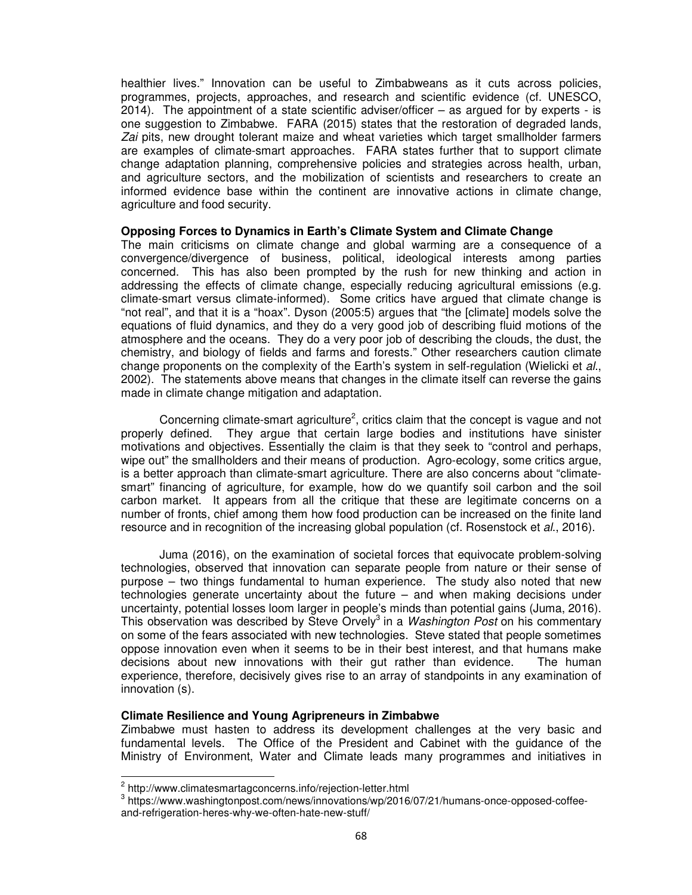healthier lives." Innovation can be useful to Zimbabweans as it cuts across policies, programmes, projects, approaches, and research and scientific evidence (cf. UNESCO, 2014). The appointment of a state scientific adviser/officer – as argued for by experts - is one suggestion to Zimbabwe. FARA (2015) states that the restoration of degraded lands, *Zai* pits, new drought tolerant maize and wheat varieties which target smallholder farmers are examples of climate-smart approaches. FARA states further that to support climate change adaptation planning, comprehensive policies and strategies across health, urban, and agriculture sectors, and the mobilization of scientists and researchers to create an informed evidence base within the continent are innovative actions in climate change, agriculture and food security.

**Opposing Forces to Dynamics in Earth's Climate System and Climate Change**

The main criticisms on climate change and global warming are a consequence of a convergence/divergence of business, political, ideological interests among parties concerned. This has also been prompted by the rush for new thinking and action in addressing the effects of climate change, especially reducing agricultural emissions (e.g. climate-smart versus climate-informed). Some critics have argued that climate change is "not real", and that it is a "hoax". Dyson (2005:5) argues that "the [climate] models solve the equations of fluid dynamics, and they do a very good job of describing fluid motions of the atmosphere and the oceans. They do a very poor job of describing the clouds, the dust, the chemistry, and biology of fields and farms and forests." Other researchers caution climate change proponents on the complexity of the Earth's system in self-regulation (Wielicki et *al*., 2002). The statements above means that changes in the climate itself can reverse the gains made in climate change mitigation and adaptation.

Concerning climate-smart agriculture[2], critics claim that the concept is vague and not properly defined. They argue that certain large bodies and institutions have sinister motivations and objectives. Essentially the claim is that they seek to "control and perhaps, wipe out" the smallholders and their means of production. Agro-ecology, some critics argue, is a better approach than climate-smart agriculture. There are also concerns about "climate-smart" financing of agriculture, for example, how do we quantify soil carbon and the soil carbon market. It appears from all the critique that these are legitimate concerns on a number of fronts, chief among them how food production can be increased on the finite land resource and in recognition of the increasing global population (cf. Rosenstock et *al*., 2016).

Juma (2016), on the examination of societal forces that equivocate problem-solving technologies, observed that innovation can separate people from nature or their sense of purpose – two things fundamental to human experience. The study also noted that new technologies generate uncertainty about the future – and when making decisions under uncertainty, potential losses loom larger in people's minds than potential gains (Juma, 2016). This observation was described by Steve Orvely[3] in a *Washington Post* on his commentary on some of the fears associated with new technologies. Steve stated that people sometimes oppose innovation even when it seems to be in their best interest, and that humans make decisions about new innovations with their gut rather than evidence. The human experience, therefore, decisively gives rise to an array of standpoints in any examination of innovation (s).

**Climate Resilience and Young Agripreneurs in Zimbabwe**

Zimbabwe must hasten to address its development challenges at the very basic and fundamental levels. The Office of the President and Cabinet with the guidance of the Ministry of Environment, Water and Climate leads many programmes and initiatives in

---

[2] http://www.climatesmartagconcerns.info/rejection-letter.html

[3] https://www.washingtonpost.com/news/innovations/wp/2016/07/21/humans-once-opposed-coffee-and-refrigeration-heres-why-we-often-hate-new-stuff/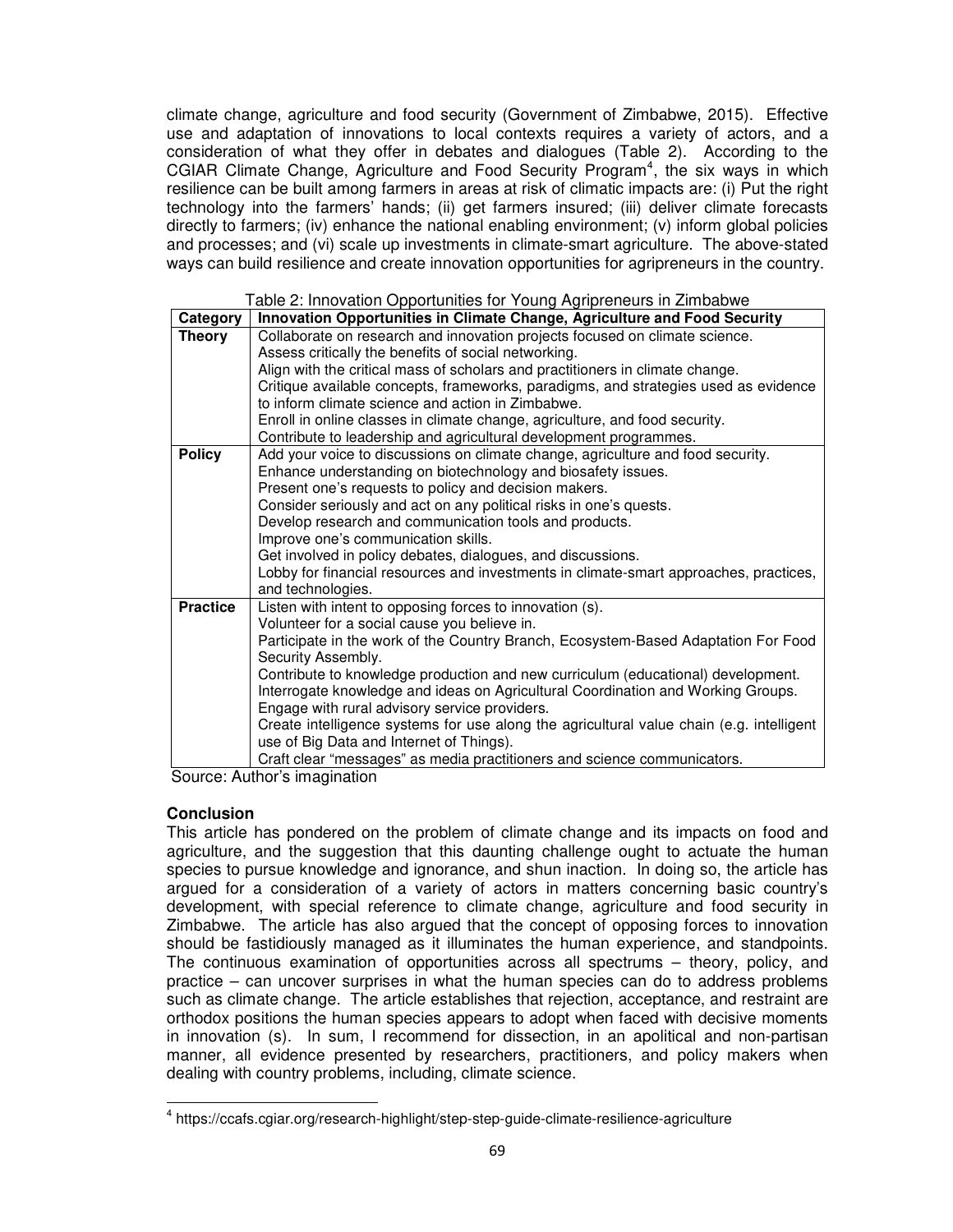climate change, agriculture and food security (Government of Zimbabwe, 2015). Effective use and adaptation of innovations to local contexts requires a variety of actors, and a consideration of what they offer in debates and dialogues (Table 2). According to the CGIAR Climate Change, Agriculture and Food Security Program[4], the six ways in which resilience can be built among farmers in areas at risk of climatic impacts are: (i) Put the right technology into the farmers' hands; (ii) get farmers insured; (iii) deliver climate forecasts directly to farmers; (iv) enhance the national enabling environment; (v) inform global policies and processes; and (vi) scale up investments in climate-smart agriculture. The above-stated ways can build resilience and create innovation opportunities for agripreneurs in the country.

Table 2: Innovation Opportunities for Young Agripreneurs in Zimbabwe

| Category | Innovation Opportunities in Climate Change, Agriculture and Food Security |
|---|---|
| **Theory** | Collaborate on research and innovation projects focused on climate science.<br>Assess critically the benefits of social networking.<br>Align with the critical mass of scholars and practitioners in climate change.<br>Critique available concepts, frameworks, paradigms, and strategies used as evidence to inform climate science and action in Zimbabwe.<br>Enroll in online classes in climate change, agriculture, and food security.<br>Contribute to leadership and agricultural development programmes. |
| **Policy** | Add your voice to discussions on climate change, agriculture and food security.<br>Enhance understanding on biotechnology and biosafety issues.<br>Present one's requests to policy and decision makers.<br>Consider seriously and act on any political risks in one's quests.<br>Develop research and communication tools and products.<br>Improve one's communication skills.<br>Get involved in policy debates, dialogues, and discussions.<br>Lobby for financial resources and investments in climate-smart approaches, practices, and technologies. |
| **Practice** | Listen with intent to opposing forces to innovation (s).<br>Volunteer for a social cause you believe in.<br>Participate in the work of the Country Branch, Ecosystem-Based Adaptation For Food Security Assembly.<br>Contribute to knowledge production and new curriculum (educational) development.<br>Interrogate knowledge and ideas on Agricultural Coordination and Working Groups.<br>Engage with rural advisory service providers.<br>Create intelligence systems for use along the agricultural value chain (e.g. intelligent use of Big Data and Internet of Things).<br>Craft clear "messages" as media practitioners and science communicators. |

Source: Author's imagination

### Conclusion

This article has pondered on the problem of climate change and its impacts on food and agriculture, and the suggestion that this daunting challenge ought to actuate the human species to pursue knowledge and ignorance, and shun inaction. In doing so, the article has argued for a consideration of a variety of actors in matters concerning basic country's development, with special reference to climate change, agriculture and food security in Zimbabwe. The article has also argued that the concept of opposing forces to innovation should be fastidiously managed as it illuminates the human experience, and standpoints. The continuous examination of opportunities across all spectrums – theory, policy, and practice – can uncover surprises in what the human species can do to address problems such as climate change. The article establishes that rejection, acceptance, and restraint are orthodox positions the human species appears to adopt when faced with decisive moments in innovation (s). In sum, I recommend for dissection, in an apolitical and non-partisan manner, all evidence presented by researchers, practitioners, and policy makers when dealing with country problems, including, climate science.

[4] https://ccafs.cgiar.org/research-highlight/step-step-guide-climate-resilience-agriculture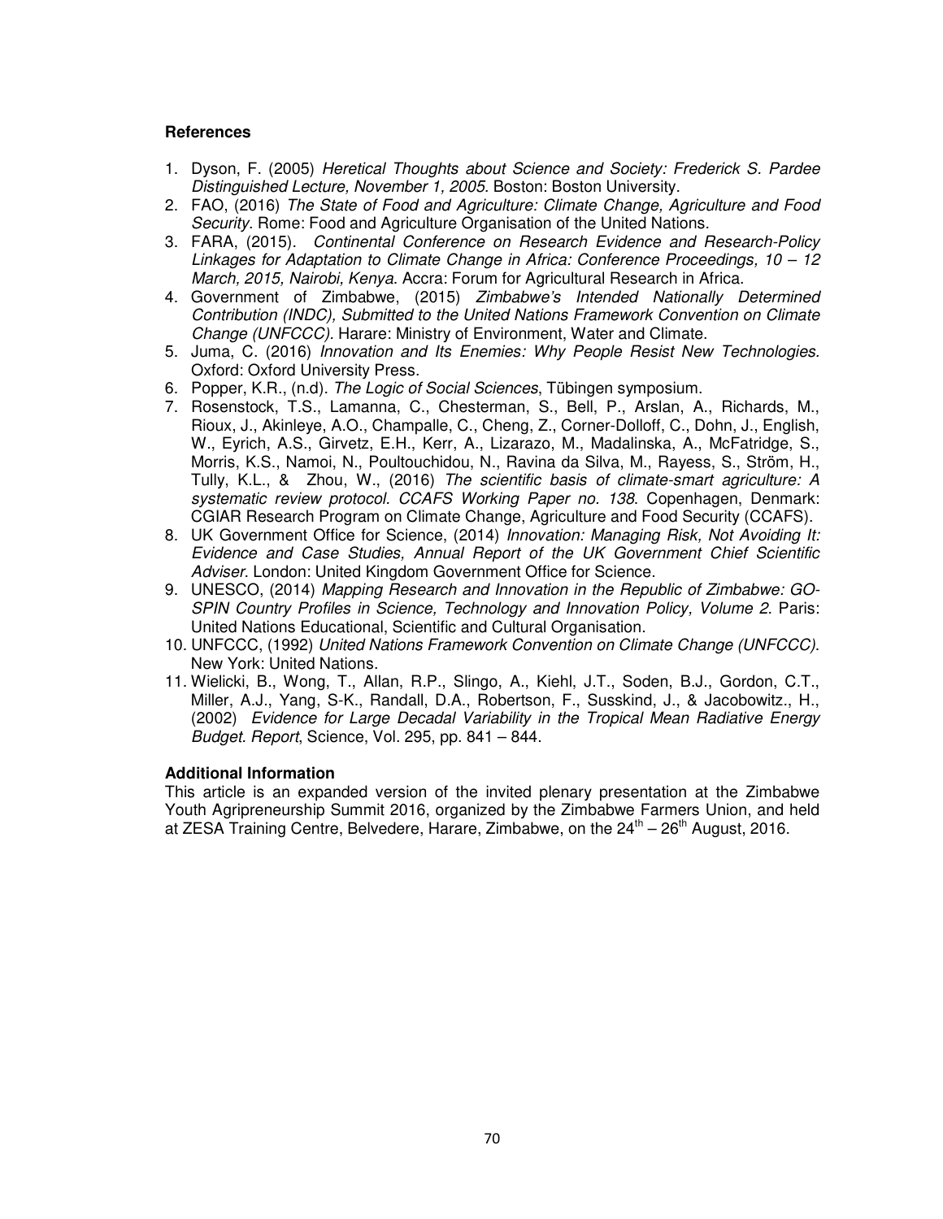**References**

1. Dyson, F. (2005) *Heretical Thoughts about Science and Society: Frederick S. Pardee Distinguished Lecture, November 1, 2005*. Boston: Boston University.
2. FAO, (2016) *The State of Food and Agriculture: Climate Change, Agriculture and Food Security*. Rome: Food and Agriculture Organisation of the United Nations.
3. FARA, (2015). *Continental Conference on Research Evidence and Research-Policy Linkages for Adaptation to Climate Change in Africa: Conference Proceedings, 10 – 12 March, 2015, Nairobi, Kenya*. Accra: Forum for Agricultural Research in Africa.
4. Government of Zimbabwe, (2015) *Zimbabwe's Intended Nationally Determined Contribution (INDC), Submitted to the United Nations Framework Convention on Climate Change (UNFCCC).* Harare: Ministry of Environment, Water and Climate.
5. Juma, C. (2016) *Innovation and Its Enemies: Why People Resist New Technologies.* Oxford: Oxford University Press.
6. Popper, K.R., (n.d). *The Logic of Social Sciences*, Tübingen symposium.
7. Rosenstock, T.S., Lamanna, C., Chesterman, S., Bell, P., Arslan, A., Richards, M., Rioux, J., Akinleye, A.O., Champalle, C., Cheng, Z., Corner-Dolloff, C., Dohn, J., English, W., Eyrich, A.S., Girvetz, E.H., Kerr, A., Lizarazo, M., Madalinska, A., McFatridge, S., Morris, K.S., Namoi, N., Poultouchidou, N., Ravina da Silva, M., Rayess, S., Ström, H., Tully, K.L., & Zhou, W., (2016) *The scientific basis of climate-smart agriculture: A systematic review protocol. CCAFS Working Paper no. 138*. Copenhagen, Denmark: CGIAR Research Program on Climate Change, Agriculture and Food Security (CCAFS).
8. UK Government Office for Science, (2014) *Innovation: Managing Risk, Not Avoiding It: Evidence and Case Studies*, *Annual Report of the UK Government Chief Scientific Adviser*. London: United Kingdom Government Office for Science.
9. UNESCO, (2014) *Mapping Research and Innovation in the Republic of Zimbabwe: GO-SPIN Country Profiles in Science, Technology and Innovation Policy, Volume 2*. Paris: United Nations Educational, Scientific and Cultural Organisation.
10. UNFCCC, (1992) *United Nations Framework Convention on Climate Change (UNFCCC)*. New York: United Nations.
11. Wielicki, B., Wong, T., Allan, R.P., Slingo, A., Kiehl, J.T., Soden, B.J., Gordon, C.T., Miller, A.J., Yang, S-K., Randall, D.A., Robertson, F., Susskind, J., & Jacobowitz., H., (2002) *Evidence for Large Decadal Variability in the Tropical Mean Radiative Energy Budget. Report*, Science, Vol. 295, pp. 841 – 844.

**Additional Information**

This article is an expanded version of the invited plenary presentation at the Zimbabwe Youth Agripreneurship Summit 2016, organized by the Zimbabwe Farmers Union, and held at ZESA Training Centre, Belvedere, Harare, Zimbabwe, on the 24th – 26th August, 2016.